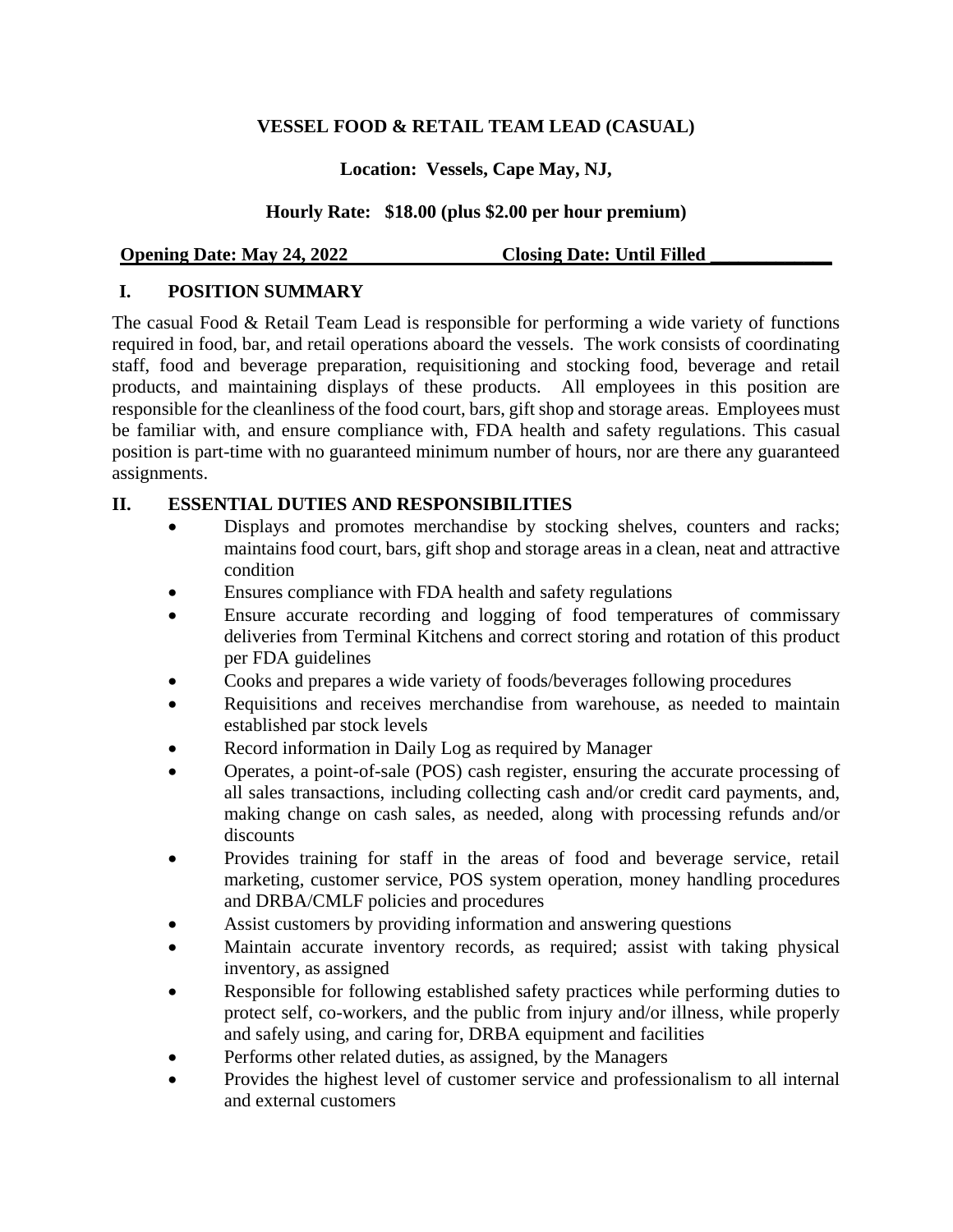# VESSEL FOOD & RETAIL TEAM LEAD (CASUAL)

**Location: Vessels, Cape May, NJ,**

**Hourly Rate: $18.00 (plus $2.00 per hour premium)**

**Opening Date: May 24, 2022** **Closing Date: Until Filled**

## I. POSITION SUMMARY

The casual Food & Retail Team Lead is responsible for performing a wide variety of functions required in food, bar, and retail operations aboard the vessels. The work consists of coordinating staff, food and beverage preparation, requisitioning and stocking food, beverage and retail products, and maintaining displays of these products. All employees in this position are responsible for the cleanliness of the food court, bars, gift shop and storage areas. Employees must be familiar with, and ensure compliance with, FDA health and safety regulations. This casual position is part-time with no guaranteed minimum number of hours, nor are there any guaranteed assignments.

## II. ESSENTIAL DUTIES AND RESPONSIBILITIES

- Displays and promotes merchandise by stocking shelves, counters and racks; maintains food court, bars, gift shop and storage areas in a clean, neat and attractive condition
- Ensures compliance with FDA health and safety regulations
- Ensure accurate recording and logging of food temperatures of commissary deliveries from Terminal Kitchens and correct storing and rotation of this product per FDA guidelines
- Cooks and prepares a wide variety of foods/beverages following procedures
- Requisitions and receives merchandise from warehouse, as needed to maintain established par stock levels
- Record information in Daily Log as required by Manager
- Operates, a point-of-sale (POS) cash register, ensuring the accurate processing of all sales transactions, including collecting cash and/or credit card payments, and, making change on cash sales, as needed, along with processing refunds and/or discounts
- Provides training for staff in the areas of food and beverage service, retail marketing, customer service, POS system operation, money handling procedures and DRBA/CMLF policies and procedures
- Assist customers by providing information and answering questions
- Maintain accurate inventory records, as required; assist with taking physical inventory, as assigned
- Responsible for following established safety practices while performing duties to protect self, co-workers, and the public from injury and/or illness, while properly and safely using, and caring for, DRBA equipment and facilities
- Performs other related duties, as assigned, by the Managers
- Provides the highest level of customer service and professionalism to all internal and external customers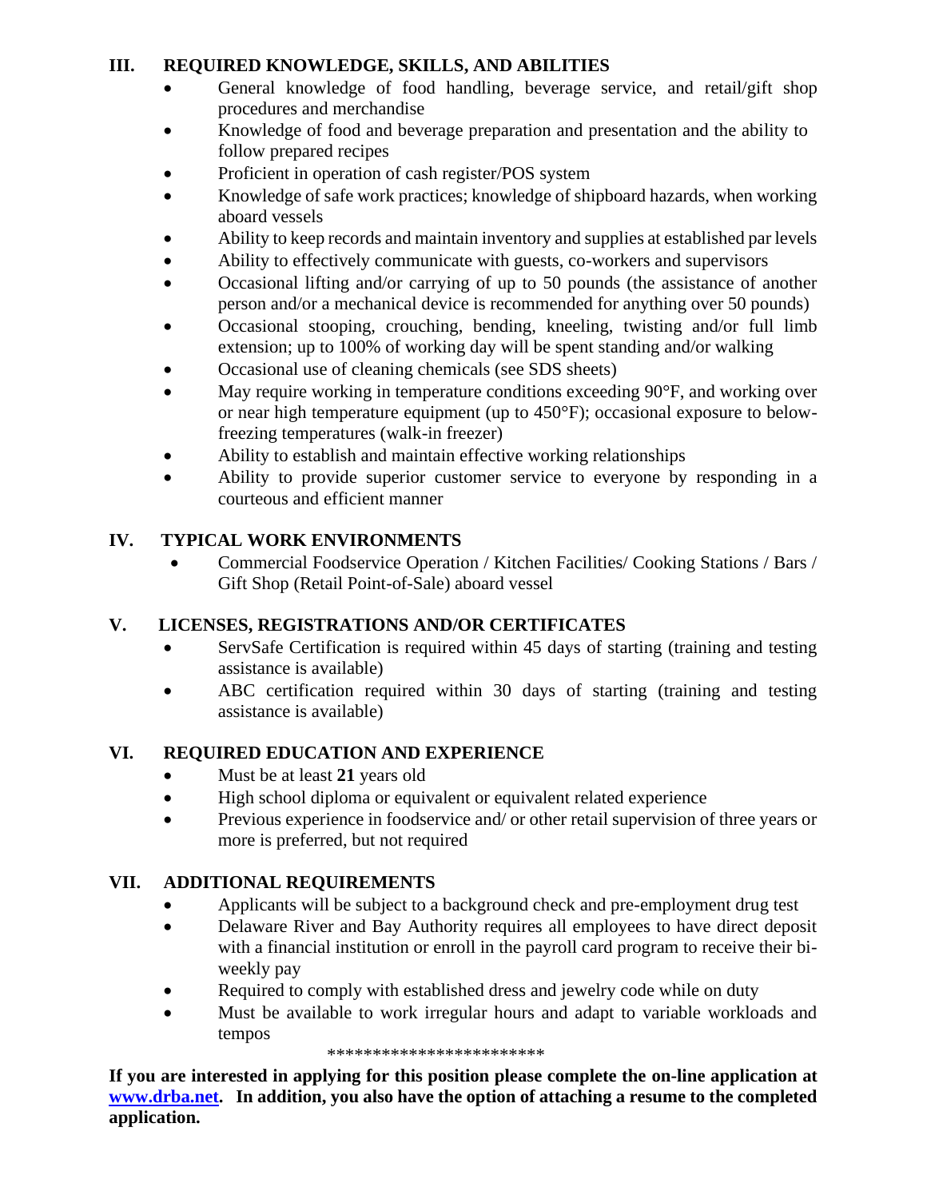## III. REQUIRED KNOWLEDGE, SKILLS, AND ABILITIES

- General knowledge of food handling, beverage service, and retail/gift shop procedures and merchandise
- Knowledge of food and beverage preparation and presentation and the ability to follow prepared recipes
- Proficient in operation of cash register/POS system
- Knowledge of safe work practices; knowledge of shipboard hazards, when working aboard vessels
- Ability to keep records and maintain inventory and supplies at established par levels
- Ability to effectively communicate with guests, co-workers and supervisors
- Occasional lifting and/or carrying of up to 50 pounds (the assistance of another person and/or a mechanical device is recommended for anything over 50 pounds)
- Occasional stooping, crouching, bending, kneeling, twisting and/or full limb extension; up to 100% of working day will be spent standing and/or walking
- Occasional use of cleaning chemicals (see SDS sheets)
- May require working in temperature conditions exceeding 90°F, and working over or near high temperature equipment (up to 450°F); occasional exposure to below-freezing temperatures (walk-in freezer)
- Ability to establish and maintain effective working relationships
- Ability to provide superior customer service to everyone by responding in a courteous and efficient manner

## IV. TYPICAL WORK ENVIRONMENTS

- Commercial Foodservice Operation / Kitchen Facilities/ Cooking Stations / Bars / Gift Shop (Retail Point-of-Sale) aboard vessel

## V. LICENSES, REGISTRATIONS AND/OR CERTIFICATES

- ServSafe Certification is required within 45 days of starting (training and testing assistance is available)
- ABC certification required within 30 days of starting (training and testing assistance is available)

## VI. REQUIRED EDUCATION AND EXPERIENCE

- Must be at least **21** years old
- High school diploma or equivalent or equivalent related experience
- Previous experience in foodservice and/ or other retail supervision of three years or more is preferred, but not required

## VII. ADDITIONAL REQUIREMENTS

- Applicants will be subject to a background check and pre-employment drug test
- Delaware River and Bay Authority requires all employees to have direct deposit with a financial institution or enroll in the payroll card program to receive their bi-weekly pay
- Required to comply with established dress and jewelry code while on duty
- Must be available to work irregular hours and adapt to variable workloads and tempos

************************

**If you are interested in applying for this position please complete the on-line application at [www.drba.net](http://www.drba.net). In addition, you also have the option of attaching a resume to the completed application.**